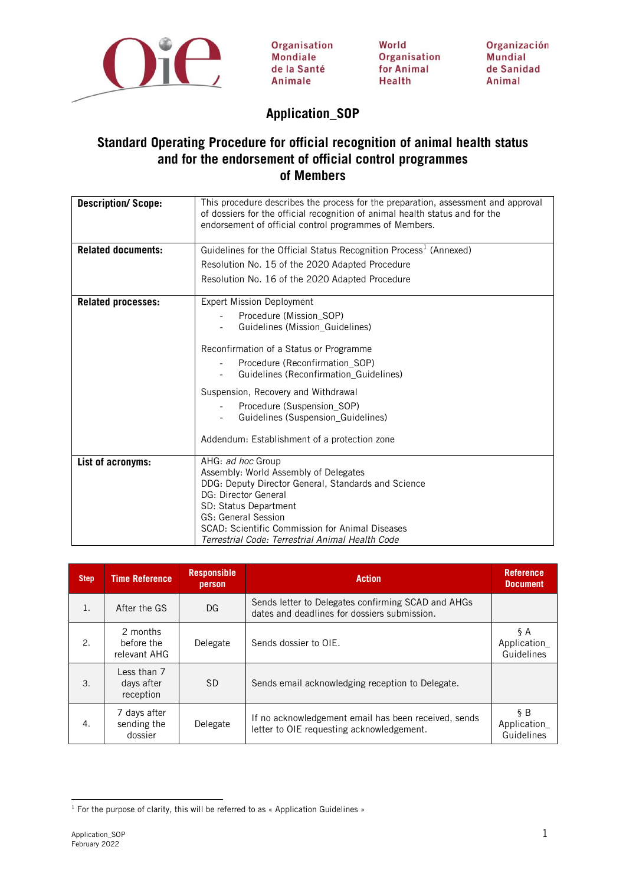Organisation Mondiale de la Santé Animale | World Organisation for Animal Health | Organización Mundial de Sanidad Animal

# Application_SOP

## Standard Operating Procedure for official recognition of animal health status and for the endorsement of official control programmes of Members

| | |
|---|---|
| **Description/ Scope:** | This procedure describes the process for the preparation, assessment and approval of dossiers for the official recognition of animal health status and for the endorsement of official control programmes of Members. |
| **Related documents:** | Guidelines for the Official Status Recognition Process[1] (Annexed)<br>Resolution No. 15 of the 2020 Adapted Procedure<br>Resolution No. 16 of the 2020 Adapted Procedure |
| **Related processes:** | Expert Mission Deployment<br>- Procedure (Mission_SOP)<br>- Guidelines (Mission_Guidelines)<br><br>Reconfirmation of a Status or Programme<br>- Procedure (Reconfirmation_SOP)<br>- Guidelines (Reconfirmation_Guidelines)<br><br>Suspension, Recovery and Withdrawal<br>- Procedure (Suspension_SOP)<br>- Guidelines (Suspension_Guidelines)<br><br>Addendum: Establishment of a protection zone |
| **List of acronyms:** | AHG: *ad hoc* Group<br>Assembly: World Assembly of Delegates<br>DDG: Deputy Director General, Standards and Science<br>DG: Director General<br>SD: Status Department<br>GS: General Session<br>SCAD: Scientific Commission for Animal Diseases<br>*Terrestrial Code: Terrestrial Animal Health Code* |

| Step | Time Reference | Responsible person | Action | Reference Document |
|---|---|---|---|---|
| 1. | After the GS | DG | Sends letter to Delegates confirming SCAD and AHGs dates and deadlines for dossiers submission. | |
| 2. | 2 months before the relevant AHG | Delegate | Sends dossier to OIE. | § A Application_ Guidelines |
| 3. | Less than 7 days after reception | SD | Sends email acknowledging reception to Delegate. | |
| 4. | 7 days after sending the dossier | Delegate | If no acknowledgement email has been received, sends letter to OIE requesting acknowledgement. | § B Application_ Guidelines |

[1] For the purpose of clarity, this will be referred to as « Application Guidelines »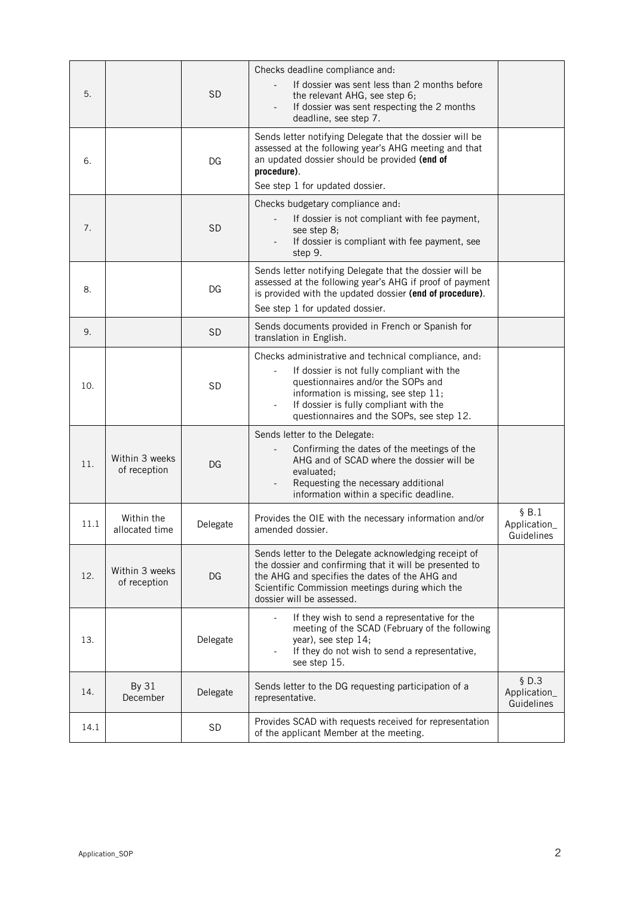| | | | | |
|---|---|---|---|---|
| 5. | | SD | Checks deadline compliance and:<br>- If dossier was sent less than 2 months before the relevant AHG, see step 6;<br>- If dossier was sent respecting the 2 months deadline, see step 7. | |
| 6. | | DG | Sends letter notifying Delegate that the dossier will be assessed at the following year's AHG meeting and that an updated dossier should be provided **(end of procedure)**.<br>See step 1 for updated dossier. | |
| 7. | | SD | Checks budgetary compliance and:<br>- If dossier is not compliant with fee payment, see step 8;<br>- If dossier is compliant with fee payment, see step 9. | |
| 8. | | DG | Sends letter notifying Delegate that the dossier will be assessed at the following year's AHG if proof of payment is provided with the updated dossier **(end of procedure)**.<br>See step 1 for updated dossier. | |
| 9. | | SD | Sends documents provided in French or Spanish for translation in English. | |
| 10. | | SD | Checks administrative and technical compliance, and:<br>- If dossier is not fully compliant with the questionnaires and/or the SOPs and information is missing, see step 11;<br>- If dossier is fully compliant with the questionnaires and the SOPs, see step 12. | |
| 11. | Within 3 weeks of reception | DG | Sends letter to the Delegate:<br>- Confirming the dates of the meetings of the AHG and of SCAD where the dossier will be evaluated;<br>- Requesting the necessary additional information within a specific deadline. | |
| 11.1 | Within the allocated time | Delegate | Provides the OIE with the necessary information and/or amended dossier. | § B.1 Application_ Guidelines |
| 12. | Within 3 weeks of reception | DG | Sends letter to the Delegate acknowledging receipt of the dossier and confirming that it will be presented to the AHG and specifies the dates of the AHG and Scientific Commission meetings during which the dossier will be assessed. | |
| 13. | | Delegate | - If they wish to send a representative for the meeting of the SCAD (February of the following year), see step 14;<br>- If they do not wish to send a representative, see step 15. | |
| 14. | By 31 December | Delegate | Sends letter to the DG requesting participation of a representative. | § D.3 Application_ Guidelines |
| 14.1 | | SD | Provides SCAD with requests received for representation of the applicant Member at the meeting. | |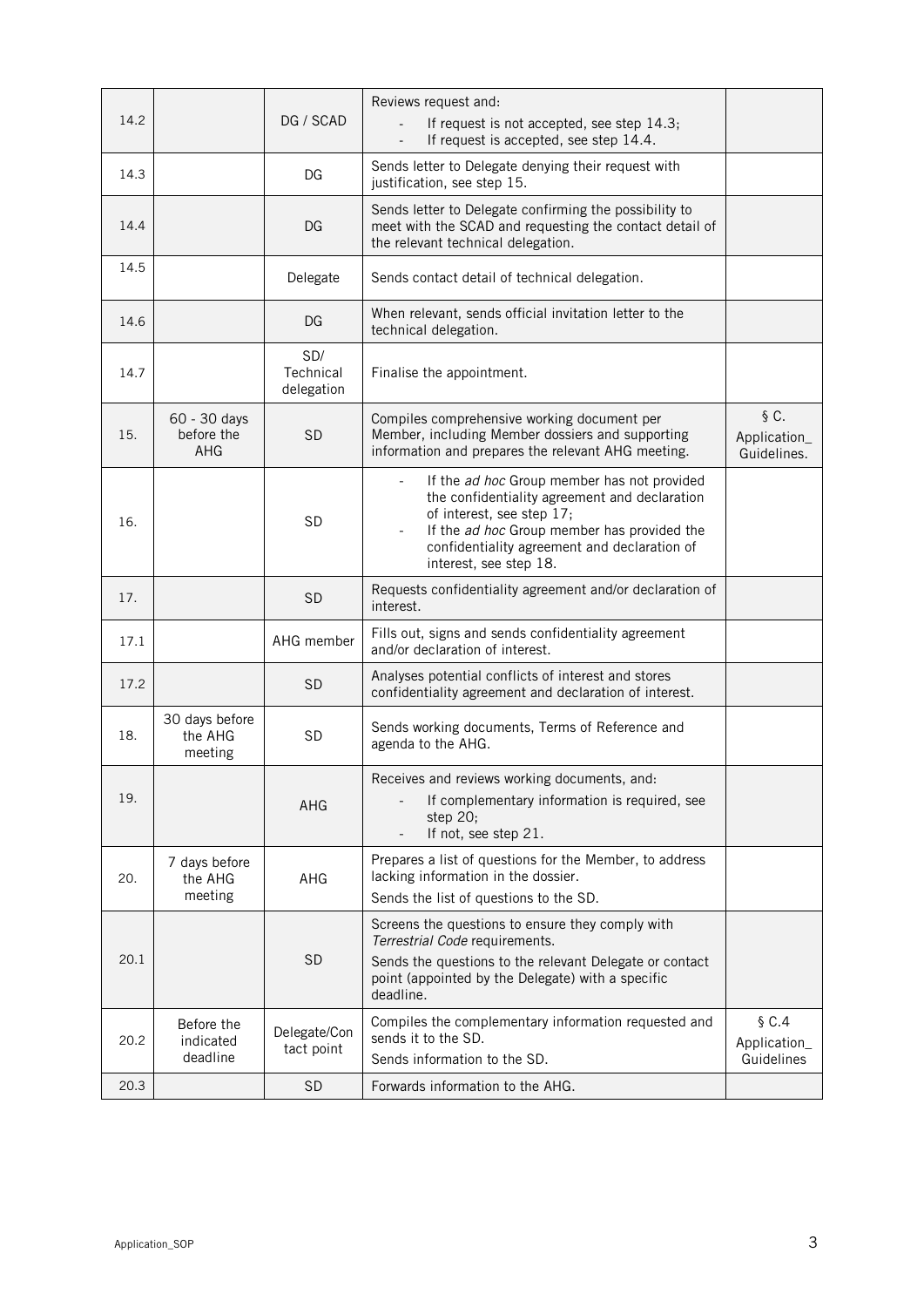| | | | | |
|---|---|---|---|---|
| 14.2 | | DG / SCAD | Reviews request and:<br>- If request is not accepted, see step 14.3;<br>- If request is accepted, see step 14.4. | |
| 14.3 | | DG | Sends letter to Delegate denying their request with justification, see step 15. | |
| 14.4 | | DG | Sends letter to Delegate confirming the possibility to meet with the SCAD and requesting the contact detail of the relevant technical delegation. | |
| 14.5 | | Delegate | Sends contact detail of technical delegation. | |
| 14.6 | | DG | When relevant, sends official invitation letter to the technical delegation. | |
| 14.7 | | SD/ Technical delegation | Finalise the appointment. | |
| 15. | 60 - 30 days before the AHG | SD | Compiles comprehensive working document per Member, including Member dossiers and supporting information and prepares the relevant AHG meeting. | § C. Application_ Guidelines. |
| 16. | | SD | - If the *ad hoc* Group member has not provided the confidentiality agreement and declaration of interest, see step 17;<br>- If the *ad hoc* Group member has provided the confidentiality agreement and declaration of interest, see step 18. | |
| 17. | | SD | Requests confidentiality agreement and/or declaration of interest. | |
| 17.1 | | AHG member | Fills out, signs and sends confidentiality agreement and/or declaration of interest. | |
| 17.2 | | SD | Analyses potential conflicts of interest and stores confidentiality agreement and declaration of interest. | |
| 18. | 30 days before the AHG meeting | SD | Sends working documents, Terms of Reference and agenda to the AHG. | |
| 19. | | AHG | Receives and reviews working documents, and:<br>- If complementary information is required, see step 20;<br>- If not, see step 21. | |
| 20. | 7 days before the AHG meeting | AHG | Prepares a list of questions for the Member, to address lacking information in the dossier.<br>Sends the list of questions to the SD. | |
| 20.1 | | SD | Screens the questions to ensure they comply with *Terrestrial Code* requirements.<br>Sends the questions to the relevant Delegate or contact point (appointed by the Delegate) with a specific deadline. | |
| 20.2 | Before the indicated deadline | Delegate/Contact point | Compiles the complementary information requested and sends it to the SD.<br>Sends information to the SD. | § C.4 Application_ Guidelines |
| 20.3 | | SD | Forwards information to the AHG. | |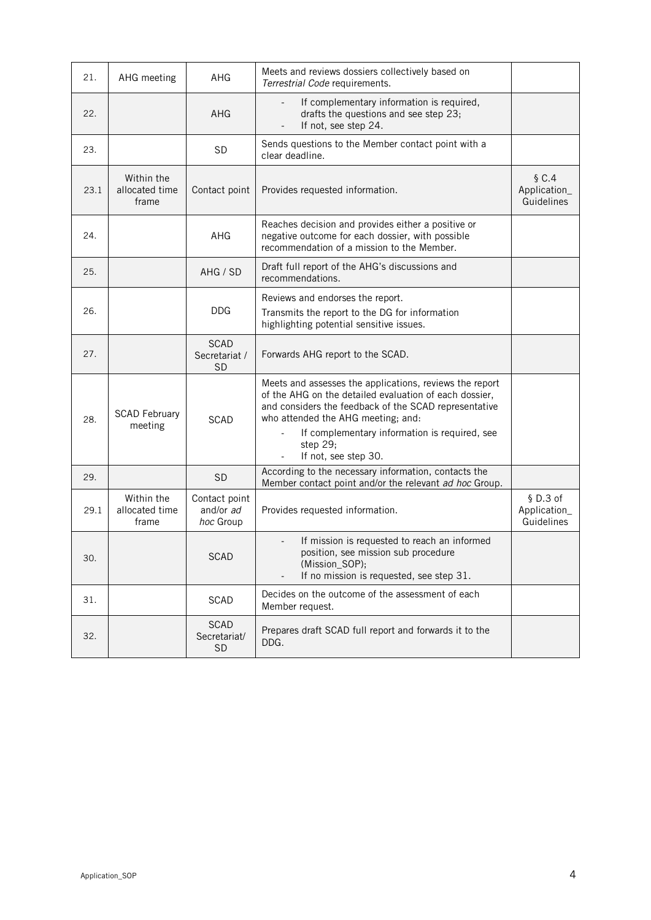| | | | | |
|---|---|---|---|---|
| 21. | AHG meeting | AHG | Meets and reviews dossiers collectively based on *Terrestrial Code* requirements. | |
| 22. | | AHG | - If complementary information is required, drafts the questions and see step 23;<br>- If not, see step 24. | |
| 23. | | SD | Sends questions to the Member contact point with a clear deadline. | |
| 23.1 | Within the allocated time frame | Contact point | Provides requested information. | § C.4 Application_ Guidelines |
| 24. | | AHG | Reaches decision and provides either a positive or negative outcome for each dossier, with possible recommendation of a mission to the Member. | |
| 25. | | AHG / SD | Draft full report of the AHG's discussions and recommendations. | |
| 26. | | DDG | Reviews and endorses the report.<br>Transmits the report to the DG for information highlighting potential sensitive issues. | |
| 27. | | SCAD Secretariat / SD | Forwards AHG report to the SCAD. | |
| 28. | SCAD February meeting | SCAD | Meets and assesses the applications, reviews the report of the AHG on the detailed evaluation of each dossier, and considers the feedback of the SCAD representative who attended the AHG meeting; and:<br>- If complementary information is required, see step 29;<br>- If not, see step 30. | |
| 29. | | SD | According to the necessary information, contacts the Member contact point and/or the relevant *ad hoc* Group. | |
| 29.1 | Within the allocated time frame | Contact point and/or *ad hoc* Group | Provides requested information. | § D.3 of Application_ Guidelines |
| 30. | | SCAD | - If mission is requested to reach an informed position, see mission sub procedure (Mission_SOP);<br>- If no mission is requested, see step 31. | |
| 31. | | SCAD | Decides on the outcome of the assessment of each Member request. | |
| 32. | | SCAD Secretariat/ SD | Prepares draft SCAD full report and forwards it to the DDG. | |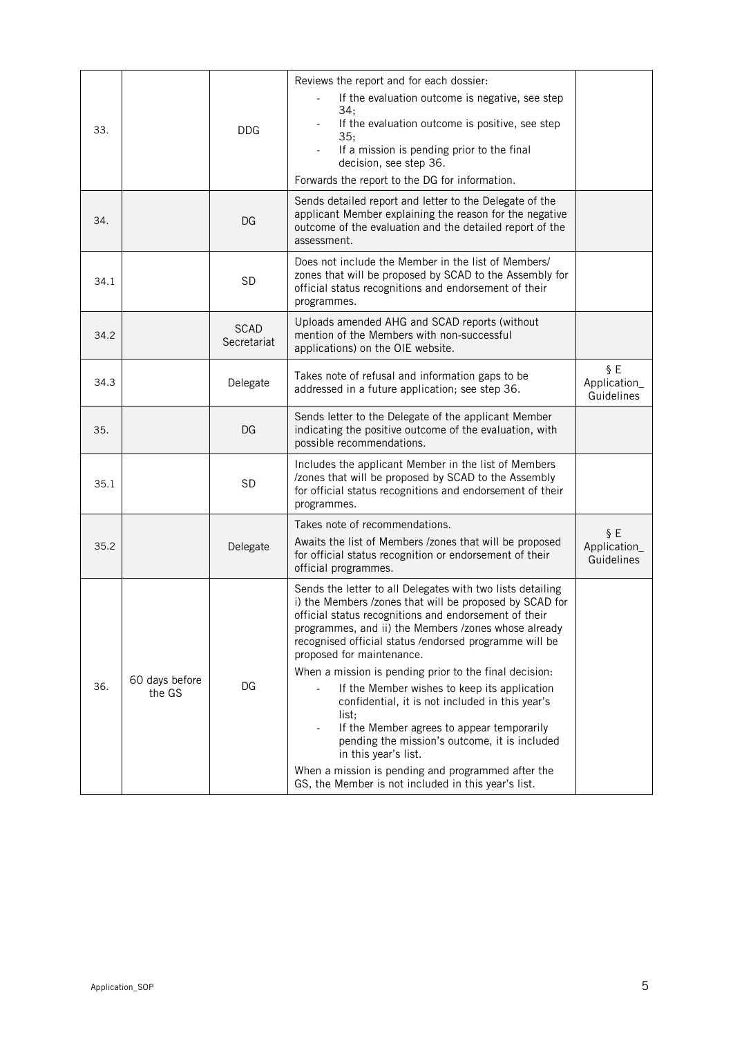| | | | | |
|---|---|---|---|---|
| 33. | | DDG | Reviews the report and for each dossier:<br>- If the evaluation outcome is negative, see step 34;<br>- If the evaluation outcome is positive, see step 35;<br>- If a mission is pending prior to the final decision, see step 36.<br>Forwards the report to the DG for information. | |
| 34. | | DG | Sends detailed report and letter to the Delegate of the applicant Member explaining the reason for the negative outcome of the evaluation and the detailed report of the assessment. | |
| 34.1 | | SD | Does not include the Member in the list of Members/ zones that will be proposed by SCAD to the Assembly for official status recognitions and endorsement of their programmes. | |
| 34.2 | | SCAD Secretariat | Uploads amended AHG and SCAD reports (without mention of the Members with non-successful applications) on the OIE website. | |
| 34.3 | | Delegate | Takes note of refusal and information gaps to be addressed in a future application; see step 36. | § E Application_ Guidelines |
| 35. | | DG | Sends letter to the Delegate of the applicant Member indicating the positive outcome of the evaluation, with possible recommendations. | |
| 35.1 | | SD | Includes the applicant Member in the list of Members /zones that will be proposed by SCAD to the Assembly for official status recognitions and endorsement of their programmes. | |
| 35.2 | | Delegate | Takes note of recommendations.<br>Awaits the list of Members /zones that will be proposed for official status recognition or endorsement of their official programmes. | § E Application_ Guidelines |
| 36. | 60 days before the GS | DG | Sends the letter to all Delegates with two lists detailing i) the Members /zones that will be proposed by SCAD for official status recognitions and endorsement of their programmes, and ii) the Members /zones whose already recognised official status /endorsed programme will be proposed for maintenance.<br>When a mission is pending prior to the final decision:<br>- If the Member wishes to keep its application confidential, it is not included in this year's list;<br>- If the Member agrees to appear temporarily pending the mission's outcome, it is included in this year's list.<br>When a mission is pending and programmed after the GS, the Member is not included in this year's list. | |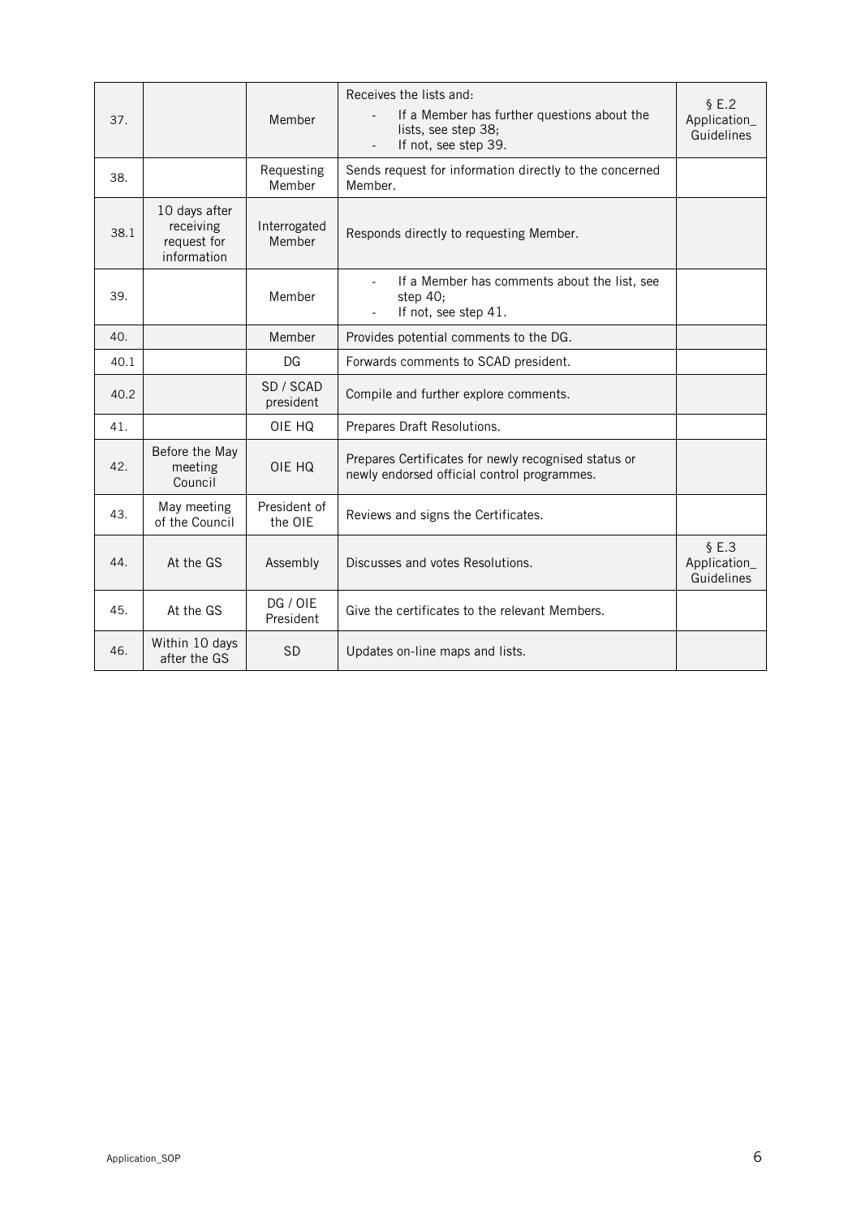| | | | | |
|---|---|---|---|---|
| 37. | | Member | Receives the lists and:<br>- If a Member has further questions about the lists, see step 38;<br>- If not, see step 39. | § E.2 Application_ Guidelines |
| 38. | | Requesting Member | Sends request for information directly to the concerned Member. | |
| 38.1 | 10 days after receiving request for information | Interrogated Member | Responds directly to requesting Member. | |
| 39. | | Member | - If a Member has comments about the list, see step 40;<br>- If not, see step 41. | |
| 40. | | Member | Provides potential comments to the DG. | |
| 40.1 | | DG | Forwards comments to SCAD president. | |
| 40.2 | | SD / SCAD president | Compile and further explore comments. | |
| 41. | | OIE HQ | Prepares Draft Resolutions. | |
| 42. | Before the May meeting Council | OIE HQ | Prepares Certificates for newly recognised status or newly endorsed official control programmes. | |
| 43. | May meeting of the Council | President of the OIE | Reviews and signs the Certificates. | |
| 44. | At the GS | Assembly | Discusses and votes Resolutions. | § E.3 Application_ Guidelines |
| 45. | At the GS | DG / OIE President | Give the certificates to the relevant Members. | |
| 46. | Within 10 days after the GS | SD | Updates on-line maps and lists. | |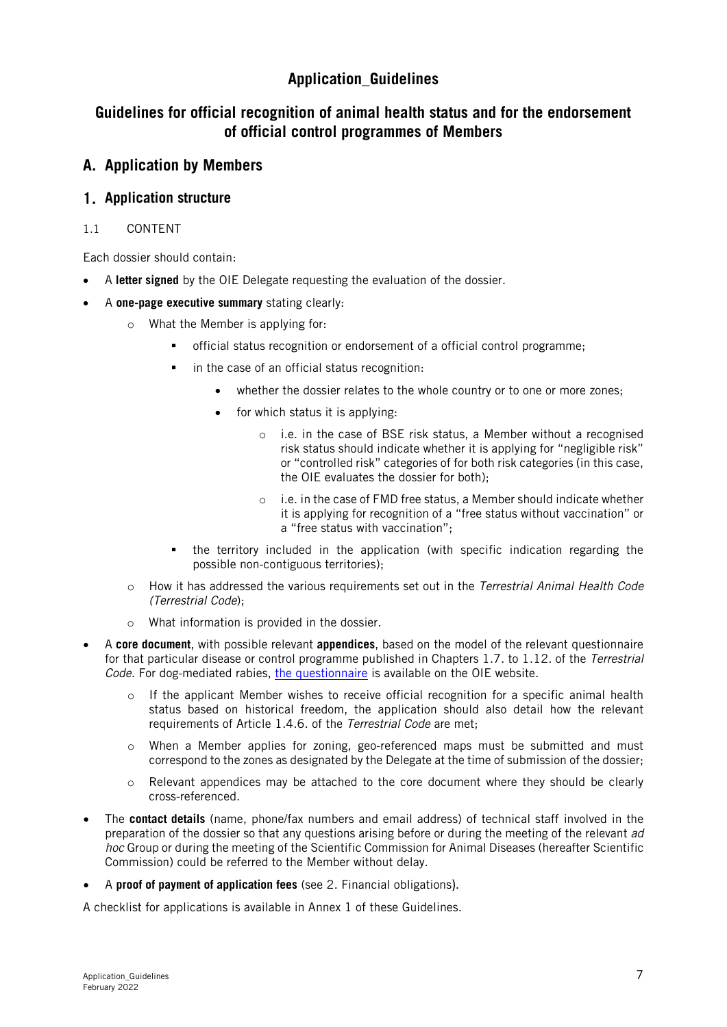# Application_Guidelines

## Guidelines for official recognition of animal health status and for the endorsement of official control programmes of Members

## A. Application by Members

### 1. Application structure

#### 1.1 CONTENT

Each dossier should contain:

- A **letter signed** by the OIE Delegate requesting the evaluation of the dossier.
- A **one-page executive summary** stating clearly:
  - What the Member is applying for:
    - official status recognition or endorsement of a official control programme;
    - in the case of an official status recognition:
      - whether the dossier relates to the whole country or to one or more zones;
      - for which status it is applying:
        - i.e. in the case of BSE risk status, a Member without a recognised risk status should indicate whether it is applying for "negligible risk" or "controlled risk" categories of for both risk categories (in this case, the OIE evaluates the dossier for both);
        - i.e. in the case of FMD free status, a Member should indicate whether it is applying for recognition of a "free status without vaccination" or a "free status with vaccination";
    - the territory included in the application (with specific indication regarding the possible non-contiguous territories);
  - How it has addressed the various requirements set out in the *Terrestrial Animal Health Code (Terrestrial Code*);
  - What information is provided in the dossier.
- A **core document**, with possible relevant **appendices**, based on the model of the relevant questionnaire for that particular disease or control programme published in Chapters 1.7. to 1.12. of the *Terrestrial Code*. For dog-mediated rabies, [the questionnaire] is available on the OIE website.
  - If the applicant Member wishes to receive official recognition for a specific animal health status based on historical freedom, the application should also detail how the relevant requirements of Article 1.4.6. of the *Terrestrial Code* are met;
  - When a Member applies for zoning, geo-referenced maps must be submitted and must correspond to the zones as designated by the Delegate at the time of submission of the dossier;
  - Relevant appendices may be attached to the core document where they should be clearly cross-referenced.
- The **contact details** (name, phone/fax numbers and email address) of technical staff involved in the preparation of the dossier so that any questions arising before or during the meeting of the relevant *ad hoc* Group or during the meeting of the Scientific Commission for Animal Diseases (hereafter Scientific Commission) could be referred to the Member without delay.
- A **proof of payment of application fees** (see 2. Financial obligations).

A checklist for applications is available in Annex 1 of these Guidelines.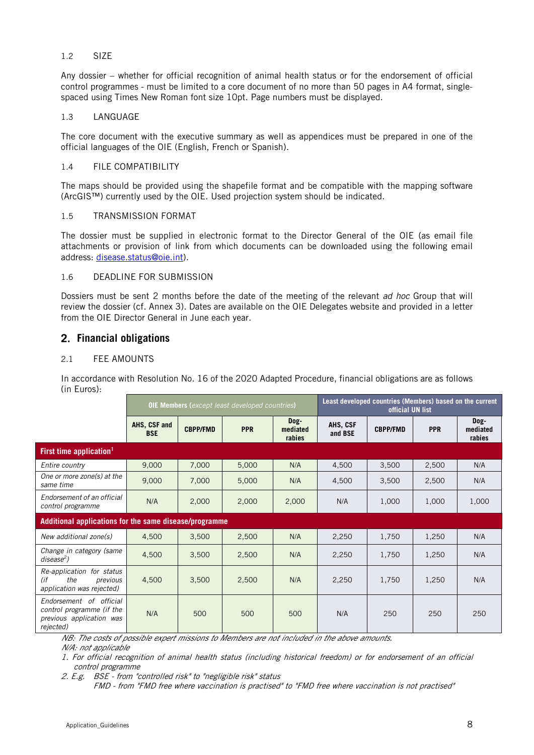### 1.2 SIZE

Any dossier – whether for official recognition of animal health status or for the endorsement of official control programmes - must be limited to a core document of no more than 50 pages in A4 format, single-spaced using Times New Roman font size 10pt. Page numbers must be displayed.

### 1.3 LANGUAGE

The core document with the executive summary as well as appendices must be prepared in one of the official languages of the OIE (English, French or Spanish).

### 1.4 FILE COMPATIBILITY

The maps should be provided using the shapefile format and be compatible with the mapping software (ArcGIS™) currently used by the OIE. Used projection system should be indicated.

### 1.5 TRANSMISSION FORMAT

The dossier must be supplied in electronic format to the Director General of the OIE (as email file attachments or provision of link from which documents can be downloaded using the following email address: disease.status@oie.int).

### 1.6 DEADLINE FOR SUBMISSION

Dossiers must be sent 2 months before the date of the meeting of the relevant *ad hoc* Group that will review the dossier (cf. Annex 3). Dates are available on the OIE Delegates website and provided in a letter from the OIE Director General in June each year.

## 2. Financial obligations

### 2.1 FEE AMOUNTS

In accordance with Resolution No. 16 of the 2020 Adapted Procedure, financial obligations are as follows (in Euros):

| | **OIE Members** (*except least developed countries*) | | | | **Least developed countries (Members) based on the current official UN list** | | | |
|---|---|---|---|---|---|---|---|---|
| | **AHS, CSF and BSE** | **CBPP/FMD** | **PPR** | **Dog-mediated rabies** | **AHS, CSF and BSE** | **CBPP/FMD** | **PPR** | **Dog-mediated rabies** |
| **First time application[1]** | | | | | | | | |
| *Entire country* | 9,000 | 7,000 | 5,000 | N/A | 4,500 | 3,500 | 2,500 | N/A |
| *One or more zone(s) at the same time* | 9,000 | 7,000 | 5,000 | N/A | 4,500 | 3,500 | 2,500 | N/A |
| *Endorsement of an official control programme* | N/A | 2,000 | 2,000 | 2,000 | N/A | 1,000 | 1,000 | 1,000 |
| **Additional applications for the same disease/programme** | | | | | | | | |
| *New additional zone(s)* | 4,500 | 3,500 | 2,500 | N/A | 2,250 | 1,750 | 1,250 | N/A |
| *Change in category (same disease[2])* | 4,500 | 3,500 | 2,500 | N/A | 2,250 | 1,750 | 1,250 | N/A |
| *Re-application for status (if the previous application was rejected)* | 4,500 | 3,500 | 2,500 | N/A | 2,250 | 1,750 | 1,250 | N/A |
| *Endorsement of official control programme (if the previous application was rejected)* | N/A | 500 | 500 | 500 | N/A | 250 | 250 | 250 |

*NB: The costs of possible expert missions to Members are not included in the above amounts.*

*N/A: not applicable*

1. *For official recognition of animal health status (including historical freedom) or for endorsement of an official control programme*
2. *E.g. BSE - from "controlled risk" to "negligible risk" status*
   *FMD - from "FMD free where vaccination is practised" to "FMD free where vaccination is not practised"*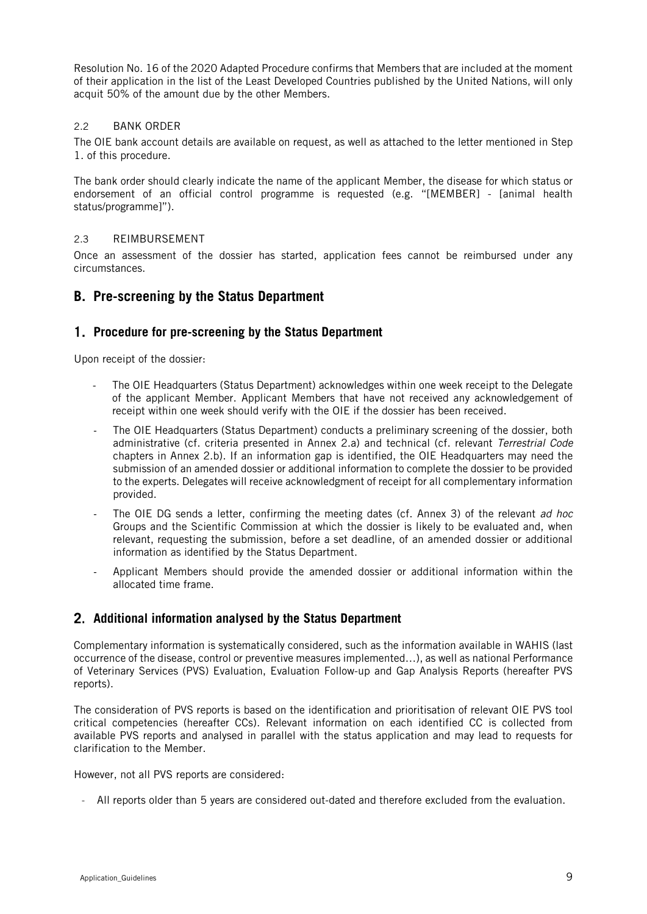Resolution No. 16 of the 2020 Adapted Procedure confirms that Members that are included at the moment of their application in the list of the Least Developed Countries published by the United Nations, will only acquit 50% of the amount due by the other Members.

### 2.2 BANK ORDER

The OIE bank account details are available on request, as well as attached to the letter mentioned in Step 1. of this procedure.

The bank order should clearly indicate the name of the applicant Member, the disease for which status or endorsement of an official control programme is requested (e.g. "[MEMBER] - [animal health status/programme]").

### 2.3 REIMBURSEMENT

Once an assessment of the dossier has started, application fees cannot be reimbursed under any circumstances.

## B. Pre-screening by the Status Department

### 1. Procedure for pre-screening by the Status Department

Upon receipt of the dossier:

- The OIE Headquarters (Status Department) acknowledges within one week receipt to the Delegate of the applicant Member. Applicant Members that have not received any acknowledgement of receipt within one week should verify with the OIE if the dossier has been received.
- The OIE Headquarters (Status Department) conducts a preliminary screening of the dossier, both administrative (cf. criteria presented in Annex 2.a) and technical (cf. relevant *Terrestrial Code* chapters in Annex 2.b). If an information gap is identified, the OIE Headquarters may need the submission of an amended dossier or additional information to complete the dossier to be provided to the experts. Delegates will receive acknowledgment of receipt for all complementary information provided.
- The OIE DG sends a letter, confirming the meeting dates (cf. Annex 3) of the relevant *ad hoc* Groups and the Scientific Commission at which the dossier is likely to be evaluated and, when relevant, requesting the submission, before a set deadline, of an amended dossier or additional information as identified by the Status Department.
- Applicant Members should provide the amended dossier or additional information within the allocated time frame.

### 2. Additional information analysed by the Status Department

Complementary information is systematically considered, such as the information available in WAHIS (last occurrence of the disease, control or preventive measures implemented…), as well as national Performance of Veterinary Services (PVS) Evaluation, Evaluation Follow-up and Gap Analysis Reports (hereafter PVS reports).

The consideration of PVS reports is based on the identification and prioritisation of relevant OIE PVS tool critical competencies (hereafter CCs). Relevant information on each identified CC is collected from available PVS reports and analysed in parallel with the status application and may lead to requests for clarification to the Member.

However, not all PVS reports are considered:

- All reports older than 5 years are considered out-dated and therefore excluded from the evaluation.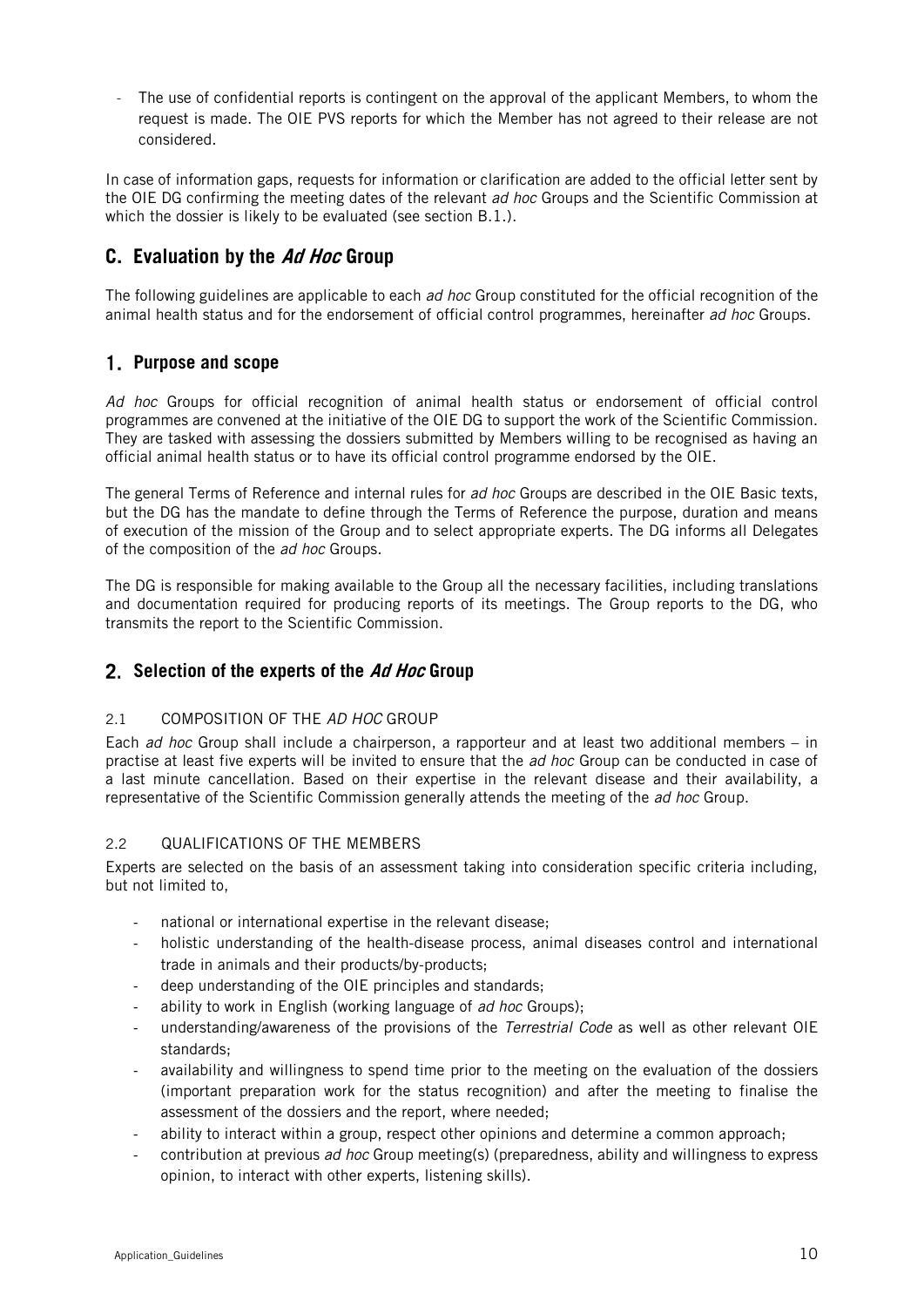- The use of confidential reports is contingent on the approval of the applicant Members, to whom the request is made. The OIE PVS reports for which the Member has not agreed to their release are not considered.

In case of information gaps, requests for information or clarification are added to the official letter sent by the OIE DG confirming the meeting dates of the relevant *ad hoc* Groups and the Scientific Commission at which the dossier is likely to be evaluated (see section B.1.).

## C. Evaluation by the *Ad Hoc* Group

The following guidelines are applicable to each *ad hoc* Group constituted for the official recognition of the animal health status and for the endorsement of official control programmes, hereinafter *ad hoc* Groups.

### 1. Purpose and scope

*Ad hoc* Groups for official recognition of animal health status or endorsement of official control programmes are convened at the initiative of the OIE DG to support the work of the Scientific Commission. They are tasked with assessing the dossiers submitted by Members willing to be recognised as having an official animal health status or to have its official control programme endorsed by the OIE.

The general Terms of Reference and internal rules for *ad hoc* Groups are described in the OIE Basic texts, but the DG has the mandate to define through the Terms of Reference the purpose, duration and means of execution of the mission of the Group and to select appropriate experts. The DG informs all Delegates of the composition of the *ad hoc* Groups.

The DG is responsible for making available to the Group all the necessary facilities, including translations and documentation required for producing reports of its meetings. The Group reports to the DG, who transmits the report to the Scientific Commission.

### 2. Selection of the experts of the *Ad Hoc* Group

#### 2.1 COMPOSITION OF THE *AD HOC* GROUP

Each *ad hoc* Group shall include a chairperson, a rapporteur and at least two additional members – in practise at least five experts will be invited to ensure that the *ad hoc* Group can be conducted in case of a last minute cancellation. Based on their expertise in the relevant disease and their availability, a representative of the Scientific Commission generally attends the meeting of the *ad hoc* Group.

#### 2.2 QUALIFICATIONS OF THE MEMBERS

Experts are selected on the basis of an assessment taking into consideration specific criteria including, but not limited to,

- national or international expertise in the relevant disease;
- holistic understanding of the health-disease process, animal diseases control and international trade in animals and their products/by-products;
- deep understanding of the OIE principles and standards;
- ability to work in English (working language of *ad hoc* Groups);
- understanding/awareness of the provisions of the *Terrestrial Code* as well as other relevant OIE standards;
- availability and willingness to spend time prior to the meeting on the evaluation of the dossiers (important preparation work for the status recognition) and after the meeting to finalise the assessment of the dossiers and the report, where needed;
- ability to interact within a group, respect other opinions and determine a common approach;
- contribution at previous *ad hoc* Group meeting(s) (preparedness, ability and willingness to express opinion, to interact with other experts, listening skills).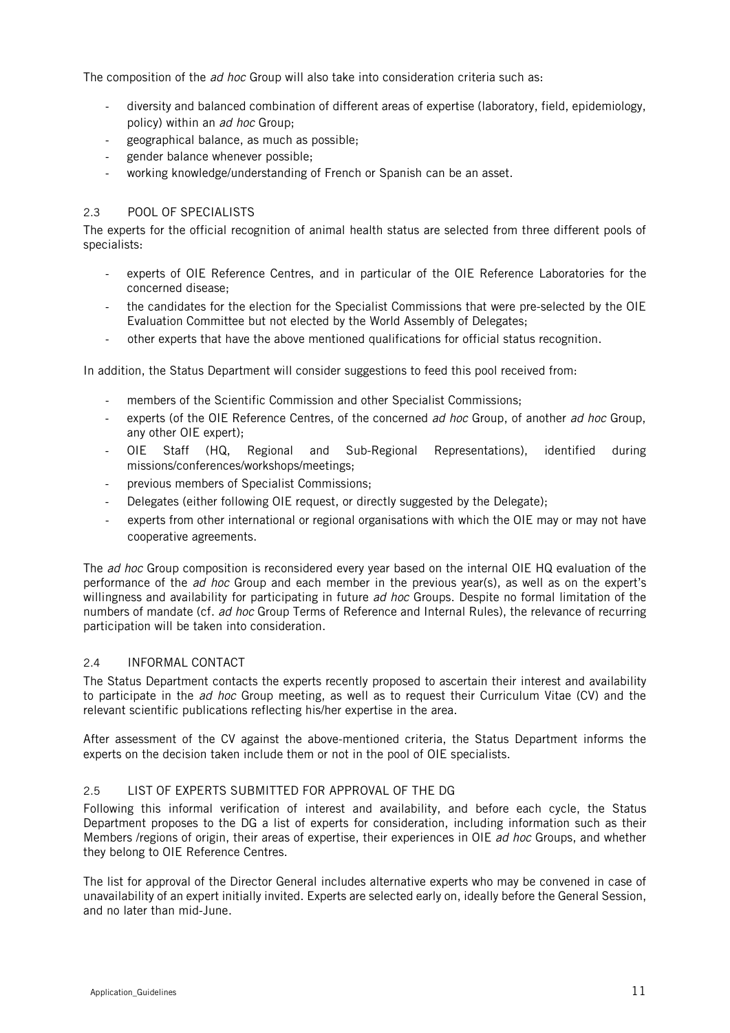The composition of the *ad hoc* Group will also take into consideration criteria such as:

- diversity and balanced combination of different areas of expertise (laboratory, field, epidemiology, policy) within an *ad hoc* Group;
- geographical balance, as much as possible;
- gender balance whenever possible;
- working knowledge/understanding of French or Spanish can be an asset.

### 2.3 POOL OF SPECIALISTS

The experts for the official recognition of animal health status are selected from three different pools of specialists:

- experts of OIE Reference Centres, and in particular of the OIE Reference Laboratories for the concerned disease;
- the candidates for the election for the Specialist Commissions that were pre-selected by the OIE Evaluation Committee but not elected by the World Assembly of Delegates;
- other experts that have the above mentioned qualifications for official status recognition.

In addition, the Status Department will consider suggestions to feed this pool received from:

- members of the Scientific Commission and other Specialist Commissions;
- experts (of the OIE Reference Centres, of the concerned *ad hoc* Group, of another *ad hoc* Group, any other OIE expert);
- OIE Staff (HQ, Regional and Sub-Regional Representations), identified during missions/conferences/workshops/meetings;
- previous members of Specialist Commissions;
- Delegates (either following OIE request, or directly suggested by the Delegate);
- experts from other international or regional organisations with which the OIE may or may not have cooperative agreements.

The *ad hoc* Group composition is reconsidered every year based on the internal OIE HQ evaluation of the performance of the *ad hoc* Group and each member in the previous year(s), as well as on the expert's willingness and availability for participating in future *ad hoc* Groups. Despite no formal limitation of the numbers of mandate (cf. *ad hoc* Group Terms of Reference and Internal Rules), the relevance of recurring participation will be taken into consideration.

### 2.4 INFORMAL CONTACT

The Status Department contacts the experts recently proposed to ascertain their interest and availability to participate in the *ad hoc* Group meeting, as well as to request their Curriculum Vitae (CV) and the relevant scientific publications reflecting his/her expertise in the area.

After assessment of the CV against the above-mentioned criteria, the Status Department informs the experts on the decision taken include them or not in the pool of OIE specialists.

### 2.5 LIST OF EXPERTS SUBMITTED FOR APPROVAL OF THE DG

Following this informal verification of interest and availability, and before each cycle, the Status Department proposes to the DG a list of experts for consideration, including information such as their Members /regions of origin, their areas of expertise, their experiences in OIE *ad hoc* Groups, and whether they belong to OIE Reference Centres.

The list for approval of the Director General includes alternative experts who may be convened in case of unavailability of an expert initially invited. Experts are selected early on, ideally before the General Session, and no later than mid-June.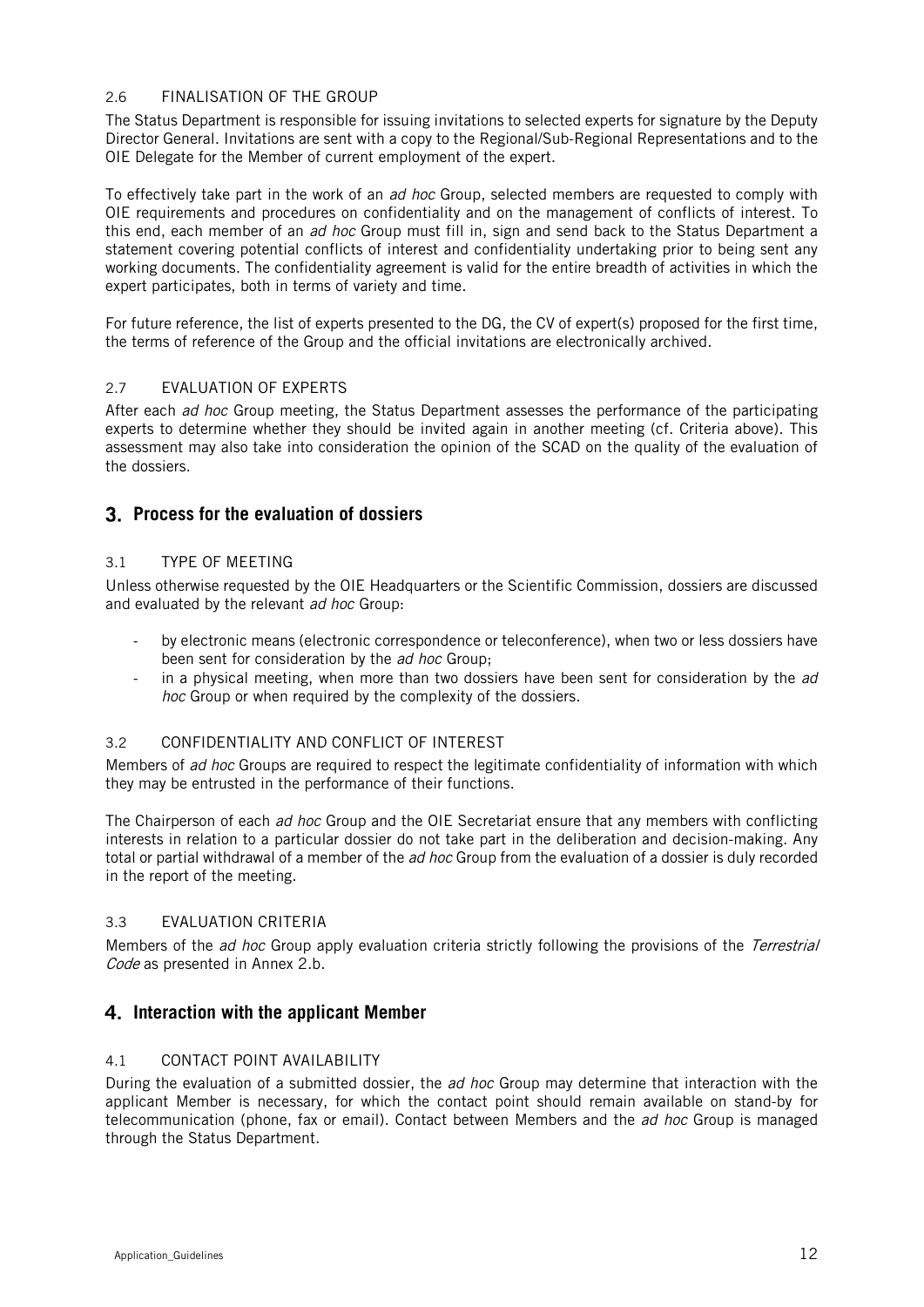### 2.6 FINALISATION OF THE GROUP

The Status Department is responsible for issuing invitations to selected experts for signature by the Deputy Director General. Invitations are sent with a copy to the Regional/Sub-Regional Representations and to the OIE Delegate for the Member of current employment of the expert.

To effectively take part in the work of an *ad hoc* Group, selected members are requested to comply with OIE requirements and procedures on confidentiality and on the management of conflicts of interest. To this end, each member of an *ad hoc* Group must fill in, sign and send back to the Status Department a statement covering potential conflicts of interest and confidentiality undertaking prior to being sent any working documents. The confidentiality agreement is valid for the entire breadth of activities in which the expert participates, both in terms of variety and time.

For future reference, the list of experts presented to the DG, the CV of expert(s) proposed for the first time, the terms of reference of the Group and the official invitations are electronically archived.

### 2.7 EVALUATION OF EXPERTS

After each *ad hoc* Group meeting, the Status Department assesses the performance of the participating experts to determine whether they should be invited again in another meeting (cf. Criteria above). This assessment may also take into consideration the opinion of the SCAD on the quality of the evaluation of the dossiers.

## 3. Process for the evaluation of dossiers

### 3.1 TYPE OF MEETING

Unless otherwise requested by the OIE Headquarters or the Scientific Commission, dossiers are discussed and evaluated by the relevant *ad hoc* Group:

- by electronic means (electronic correspondence or teleconference), when two or less dossiers have been sent for consideration by the *ad hoc* Group;
- in a physical meeting, when more than two dossiers have been sent for consideration by the *ad hoc* Group or when required by the complexity of the dossiers.

### 3.2 CONFIDENTIALITY AND CONFLICT OF INTEREST

Members of *ad hoc* Groups are required to respect the legitimate confidentiality of information with which they may be entrusted in the performance of their functions.

The Chairperson of each *ad hoc* Group and the OIE Secretariat ensure that any members with conflicting interests in relation to a particular dossier do not take part in the deliberation and decision-making. Any total or partial withdrawal of a member of the *ad hoc* Group from the evaluation of a dossier is duly recorded in the report of the meeting.

### 3.3 EVALUATION CRITERIA

Members of the *ad hoc* Group apply evaluation criteria strictly following the provisions of the *Terrestrial Code* as presented in Annex 2.b.

## 4. Interaction with the applicant Member

### 4.1 CONTACT POINT AVAILABILITY

During the evaluation of a submitted dossier, the *ad hoc* Group may determine that interaction with the applicant Member is necessary, for which the contact point should remain available on stand-by for telecommunication (phone, fax or email). Contact between Members and the *ad hoc* Group is managed through the Status Department.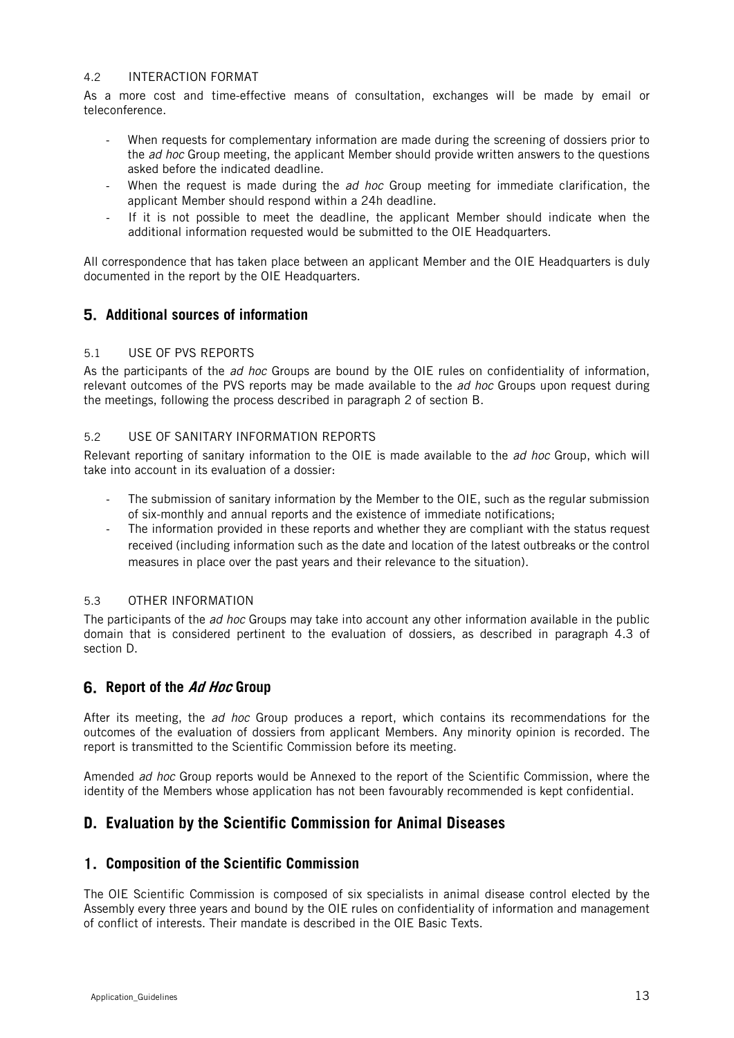#### 4.2 INTERACTION FORMAT

As a more cost and time-effective means of consultation, exchanges will be made by email or teleconference.

- When requests for complementary information are made during the screening of dossiers prior to the *ad hoc* Group meeting, the applicant Member should provide written answers to the questions asked before the indicated deadline.
- When the request is made during the *ad hoc* Group meeting for immediate clarification, the applicant Member should respond within a 24h deadline.
- If it is not possible to meet the deadline, the applicant Member should indicate when the additional information requested would be submitted to the OIE Headquarters.

All correspondence that has taken place between an applicant Member and the OIE Headquarters is duly documented in the report by the OIE Headquarters.

### 5. Additional sources of information

#### 5.1 USE OF PVS REPORTS

As the participants of the *ad hoc* Groups are bound by the OIE rules on confidentiality of information, relevant outcomes of the PVS reports may be made available to the *ad hoc* Groups upon request during the meetings, following the process described in paragraph 2 of section B.

#### 5.2 USE OF SANITARY INFORMATION REPORTS

Relevant reporting of sanitary information to the OIE is made available to the *ad hoc* Group, which will take into account in its evaluation of a dossier:

- The submission of sanitary information by the Member to the OIE, such as the regular submission of six-monthly and annual reports and the existence of immediate notifications;
- The information provided in these reports and whether they are compliant with the status request received (including information such as the date and location of the latest outbreaks or the control measures in place over the past years and their relevance to the situation).

#### 5.3 OTHER INFORMATION

The participants of the *ad hoc* Groups may take into account any other information available in the public domain that is considered pertinent to the evaluation of dossiers, as described in paragraph 4.3 of section D.

### 6. Report of the *Ad Hoc* Group

After its meeting, the *ad hoc* Group produces a report, which contains its recommendations for the outcomes of the evaluation of dossiers from applicant Members. Any minority opinion is recorded. The report is transmitted to the Scientific Commission before its meeting.

Amended *ad hoc* Group reports would be Annexed to the report of the Scientific Commission, where the identity of the Members whose application has not been favourably recommended is kept confidential.

## D. Evaluation by the Scientific Commission for Animal Diseases

### 1. Composition of the Scientific Commission

The OIE Scientific Commission is composed of six specialists in animal disease control elected by the Assembly every three years and bound by the OIE rules on confidentiality of information and management of conflict of interests. Their mandate is described in the OIE Basic Texts.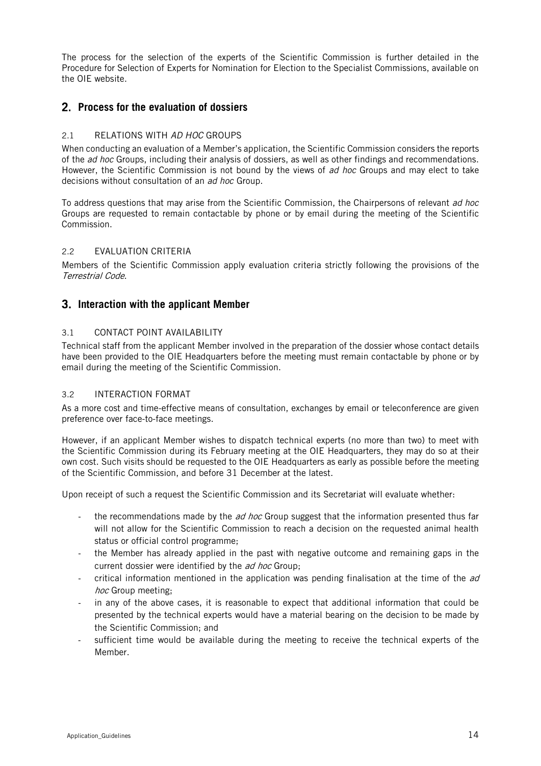The process for the selection of the experts of the Scientific Commission is further detailed in the Procedure for Selection of Experts for Nomination for Election to the Specialist Commissions, available on the OIE website.

## 2. Process for the evaluation of dossiers

### 2.1 RELATIONS WITH *AD HOC* GROUPS

When conducting an evaluation of a Member's application, the Scientific Commission considers the reports of the *ad hoc* Groups, including their analysis of dossiers, as well as other findings and recommendations. However, the Scientific Commission is not bound by the views of *ad hoc* Groups and may elect to take decisions without consultation of an *ad hoc* Group.

To address questions that may arise from the Scientific Commission, the Chairpersons of relevant *ad hoc* Groups are requested to remain contactable by phone or by email during the meeting of the Scientific Commission.

### 2.2 EVALUATION CRITERIA

Members of the Scientific Commission apply evaluation criteria strictly following the provisions of the *Terrestrial Code*.

## 3. Interaction with the applicant Member

### 3.1 CONTACT POINT AVAILABILITY

Technical staff from the applicant Member involved in the preparation of the dossier whose contact details have been provided to the OIE Headquarters before the meeting must remain contactable by phone or by email during the meeting of the Scientific Commission.

### 3.2 INTERACTION FORMAT

As a more cost and time-effective means of consultation, exchanges by email or teleconference are given preference over face-to-face meetings.

However, if an applicant Member wishes to dispatch technical experts (no more than two) to meet with the Scientific Commission during its February meeting at the OIE Headquarters, they may do so at their own cost. Such visits should be requested to the OIE Headquarters as early as possible before the meeting of the Scientific Commission, and before 31 December at the latest.

Upon receipt of such a request the Scientific Commission and its Secretariat will evaluate whether:

- the recommendations made by the *ad hoc* Group suggest that the information presented thus far will not allow for the Scientific Commission to reach a decision on the requested animal health status or official control programme;
- the Member has already applied in the past with negative outcome and remaining gaps in the current dossier were identified by the *ad hoc* Group;
- critical information mentioned in the application was pending finalisation at the time of the *ad hoc* Group meeting;
- in any of the above cases, it is reasonable to expect that additional information that could be presented by the technical experts would have a material bearing on the decision to be made by the Scientific Commission; and
- sufficient time would be available during the meeting to receive the technical experts of the Member.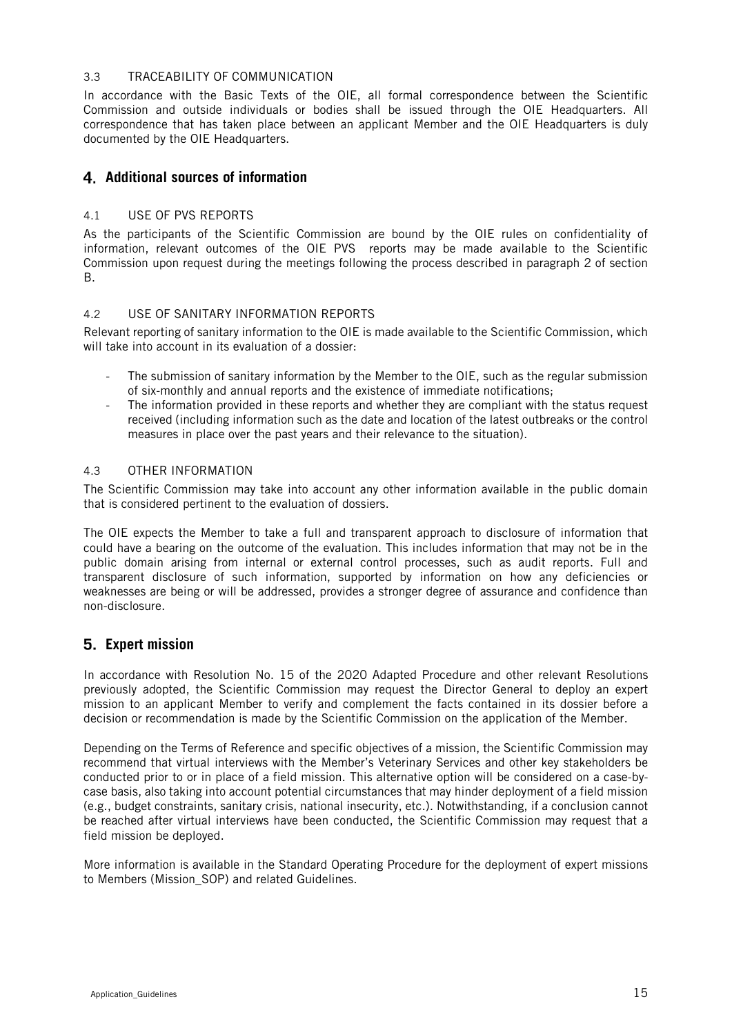### 3.3 TRACEABILITY OF COMMUNICATION

In accordance with the Basic Texts of the OIE, all formal correspondence between the Scientific Commission and outside individuals or bodies shall be issued through the OIE Headquarters. All correspondence that has taken place between an applicant Member and the OIE Headquarters is duly documented by the OIE Headquarters.

## 4. Additional sources of information

### 4.1 USE OF PVS REPORTS

As the participants of the Scientific Commission are bound by the OIE rules on confidentiality of information, relevant outcomes of the OIE PVS reports may be made available to the Scientific Commission upon request during the meetings following the process described in paragraph 2 of section B.

### 4.2 USE OF SANITARY INFORMATION REPORTS

Relevant reporting of sanitary information to the OIE is made available to the Scientific Commission, which will take into account in its evaluation of a dossier:

- The submission of sanitary information by the Member to the OIE, such as the regular submission of six-monthly and annual reports and the existence of immediate notifications;
- The information provided in these reports and whether they are compliant with the status request received (including information such as the date and location of the latest outbreaks or the control measures in place over the past years and their relevance to the situation).

### 4.3 OTHER INFORMATION

The Scientific Commission may take into account any other information available in the public domain that is considered pertinent to the evaluation of dossiers.

The OIE expects the Member to take a full and transparent approach to disclosure of information that could have a bearing on the outcome of the evaluation. This includes information that may not be in the public domain arising from internal or external control processes, such as audit reports. Full and transparent disclosure of such information, supported by information on how any deficiencies or weaknesses are being or will be addressed, provides a stronger degree of assurance and confidence than non-disclosure.

## 5. Expert mission

In accordance with Resolution No. 15 of the 2020 Adapted Procedure and other relevant Resolutions previously adopted, the Scientific Commission may request the Director General to deploy an expert mission to an applicant Member to verify and complement the facts contained in its dossier before a decision or recommendation is made by the Scientific Commission on the application of the Member.

Depending on the Terms of Reference and specific objectives of a mission, the Scientific Commission may recommend that virtual interviews with the Member's Veterinary Services and other key stakeholders be conducted prior to or in place of a field mission. This alternative option will be considered on a case-by-case basis, also taking into account potential circumstances that may hinder deployment of a field mission (e.g., budget constraints, sanitary crisis, national insecurity, etc.). Notwithstanding, if a conclusion cannot be reached after virtual interviews have been conducted, the Scientific Commission may request that a field mission be deployed.

More information is available in the Standard Operating Procedure for the deployment of expert missions to Members (Mission_SOP) and related Guidelines.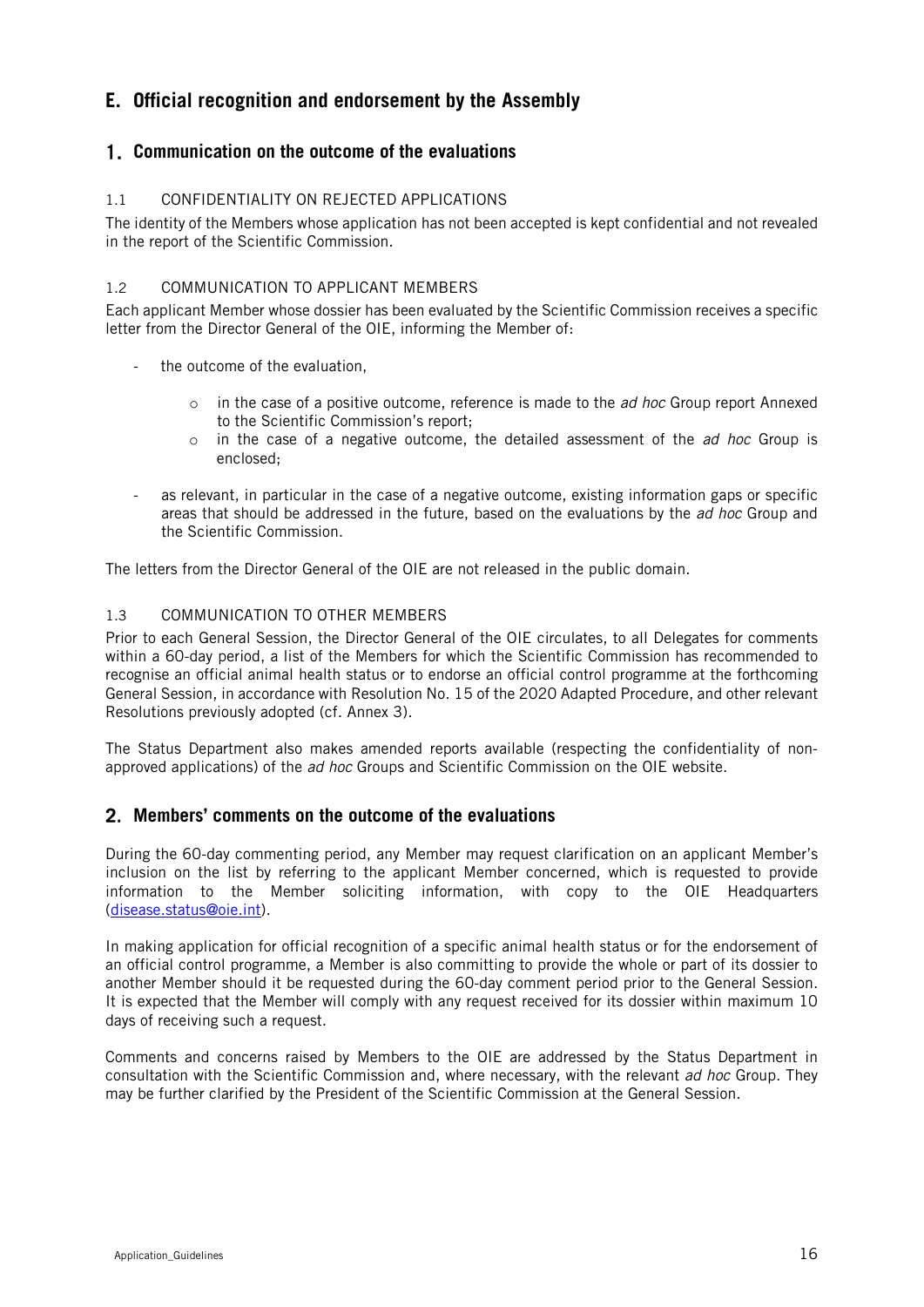# E. Official recognition and endorsement by the Assembly

## 1. Communication on the outcome of the evaluations

### 1.1 CONFIDENTIALITY ON REJECTED APPLICATIONS

The identity of the Members whose application has not been accepted is kept confidential and not revealed in the report of the Scientific Commission.

### 1.2 COMMUNICATION TO APPLICANT MEMBERS

Each applicant Member whose dossier has been evaluated by the Scientific Commission receives a specific letter from the Director General of the OIE, informing the Member of:

- the outcome of the evaluation,
    - in the case of a positive outcome, reference is made to the *ad hoc* Group report Annexed to the Scientific Commission's report;
    - in the case of a negative outcome, the detailed assessment of the *ad hoc* Group is enclosed;
- as relevant, in particular in the case of a negative outcome, existing information gaps or specific areas that should be addressed in the future, based on the evaluations by the *ad hoc* Group and the Scientific Commission.

The letters from the Director General of the OIE are not released in the public domain.

### 1.3 COMMUNICATION TO OTHER MEMBERS

Prior to each General Session, the Director General of the OIE circulates, to all Delegates for comments within a 60-day period, a list of the Members for which the Scientific Commission has recommended to recognise an official animal health status or to endorse an official control programme at the forthcoming General Session, in accordance with Resolution No. 15 of the 2020 Adapted Procedure, and other relevant Resolutions previously adopted (cf. Annex 3).

The Status Department also makes amended reports available (respecting the confidentiality of non-approved applications) of the *ad hoc* Groups and Scientific Commission on the OIE website.

## 2. Members' comments on the outcome of the evaluations

During the 60-day commenting period, any Member may request clarification on an applicant Member's inclusion on the list by referring to the applicant Member concerned, which is requested to provide information to the Member soliciting information, with copy to the OIE Headquarters (disease.status@oie.int).

In making application for official recognition of a specific animal health status or for the endorsement of an official control programme, a Member is also committing to provide the whole or part of its dossier to another Member should it be requested during the 60-day comment period prior to the General Session. It is expected that the Member will comply with any request received for its dossier within maximum 10 days of receiving such a request.

Comments and concerns raised by Members to the OIE are addressed by the Status Department in consultation with the Scientific Commission and, where necessary, with the relevant *ad hoc* Group. They may be further clarified by the President of the Scientific Commission at the General Session.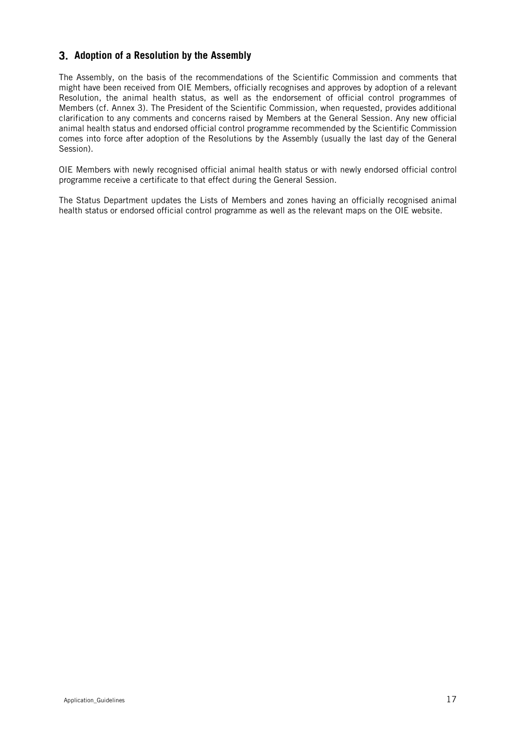## 3. Adoption of a Resolution by the Assembly

The Assembly, on the basis of the recommendations of the Scientific Commission and comments that might have been received from OIE Members, officially recognises and approves by adoption of a relevant Resolution, the animal health status, as well as the endorsement of official control programmes of Members (cf. Annex 3). The President of the Scientific Commission, when requested, provides additional clarification to any comments and concerns raised by Members at the General Session. Any new official animal health status and endorsed official control programme recommended by the Scientific Commission comes into force after adoption of the Resolutions by the Assembly (usually the last day of the General Session).

OIE Members with newly recognised official animal health status or with newly endorsed official control programme receive a certificate to that effect during the General Session.

The Status Department updates the Lists of Members and zones having an officially recognised animal health status or endorsed official control programme as well as the relevant maps on the OIE website.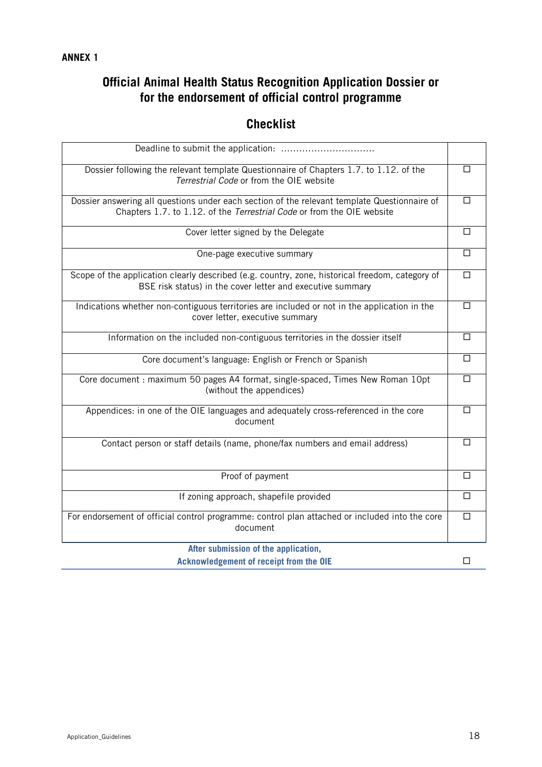**ANNEX 1**

# Official Animal Health Status Recognition Application Dossier or for the endorsement of official control programme

## Checklist

| Deadline to submit the application: ............................... | |
|---|---|
| Dossier following the relevant template Questionnaire of Chapters 1.7. to 1.12. of the *Terrestrial Code* or from the OIE website | ☐ |
| Dossier answering all questions under each section of the relevant template Questionnaire of Chapters 1.7. to 1.12. of the *Terrestrial Code* or from the OIE website | ☐ |
| Cover letter signed by the Delegate | ☐ |
| One-page executive summary | ☐ |
| Scope of the application clearly described (e.g. country, zone, historical freedom, category of BSE risk status) in the cover letter and executive summary | ☐ |
| Indications whether non-contiguous territories are included or not in the application in the cover letter, executive summary | ☐ |
| Information on the included non-contiguous territories in the dossier itself | ☐ |
| Core document's language: English or French or Spanish | ☐ |
| Core document : maximum 50 pages A4 format, single-spaced, Times New Roman 10pt (without the appendices) | ☐ |
| Appendices: in one of the OIE languages and adequately cross-referenced in the core document | ☐ |
| Contact person or staff details (name, phone/fax numbers and email address) | ☐ |
| Proof of payment | ☐ |
| If zoning approach, shapefile provided | ☐ |
| For endorsement of official control programme: control plan attached or included into the core document | ☐ |
| **After submission of the application, Acknowledgement of receipt from the OIE** | ☐ |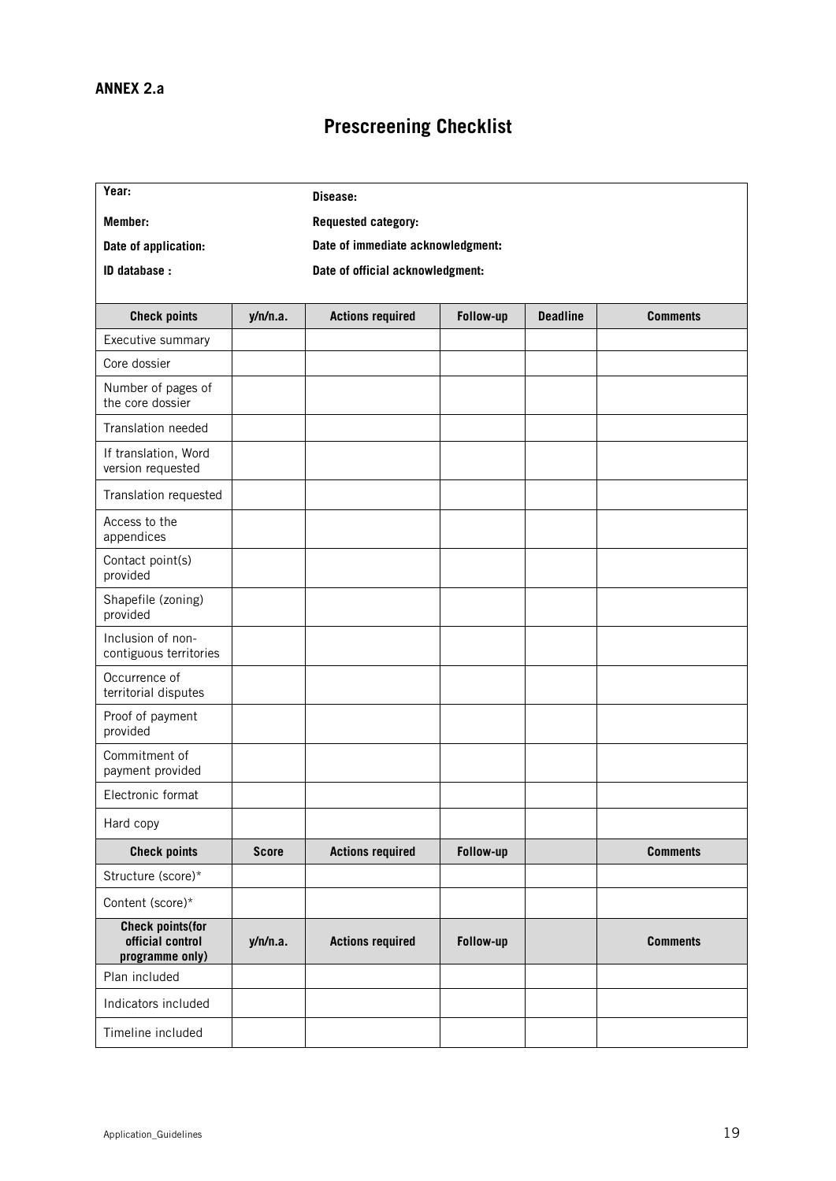**ANNEX 2.a**

# Prescreening Checklist

| | | | | | |
|---|---|---|---|---|---|
| **Year:** | | **Disease:** | | | |
| **Member:** | | **Requested category:** | | | |
| **Date of application:** | | **Date of immediate acknowledgment:** | | | |
| **ID database :** | | **Date of official acknowledgment:** | | | |
| **Check points** | **y/n/n.a.** | **Actions required** | **Follow-up** | **Deadline** | **Comments** |
| Executive summary | | | | | |
| Core dossier | | | | | |
| Number of pages of the core dossier | | | | | |
| Translation needed | | | | | |
| If translation, Word version requested | | | | | |
| Translation requested | | | | | |
| Access to the appendices | | | | | |
| Contact point(s) provided | | | | | |
| Shapefile (zoning) provided | | | | | |
| Inclusion of non-contiguous territories | | | | | |
| Occurrence of territorial disputes | | | | | |
| Proof of payment provided | | | | | |
| Commitment of payment provided | | | | | |
| Electronic format | | | | | |
| Hard copy | | | | | |
| **Check points** | **Score** | **Actions required** | **Follow-up** | | **Comments** |
| Structure (score)* | | | | | |
| Content (score)* | | | | | |
| **Check points(for official control programme only)** | **y/n/n.a.** | **Actions required** | **Follow-up** | | **Comments** |
| Plan included | | | | | |
| Indicators included | | | | | |
| Timeline included | | | | | |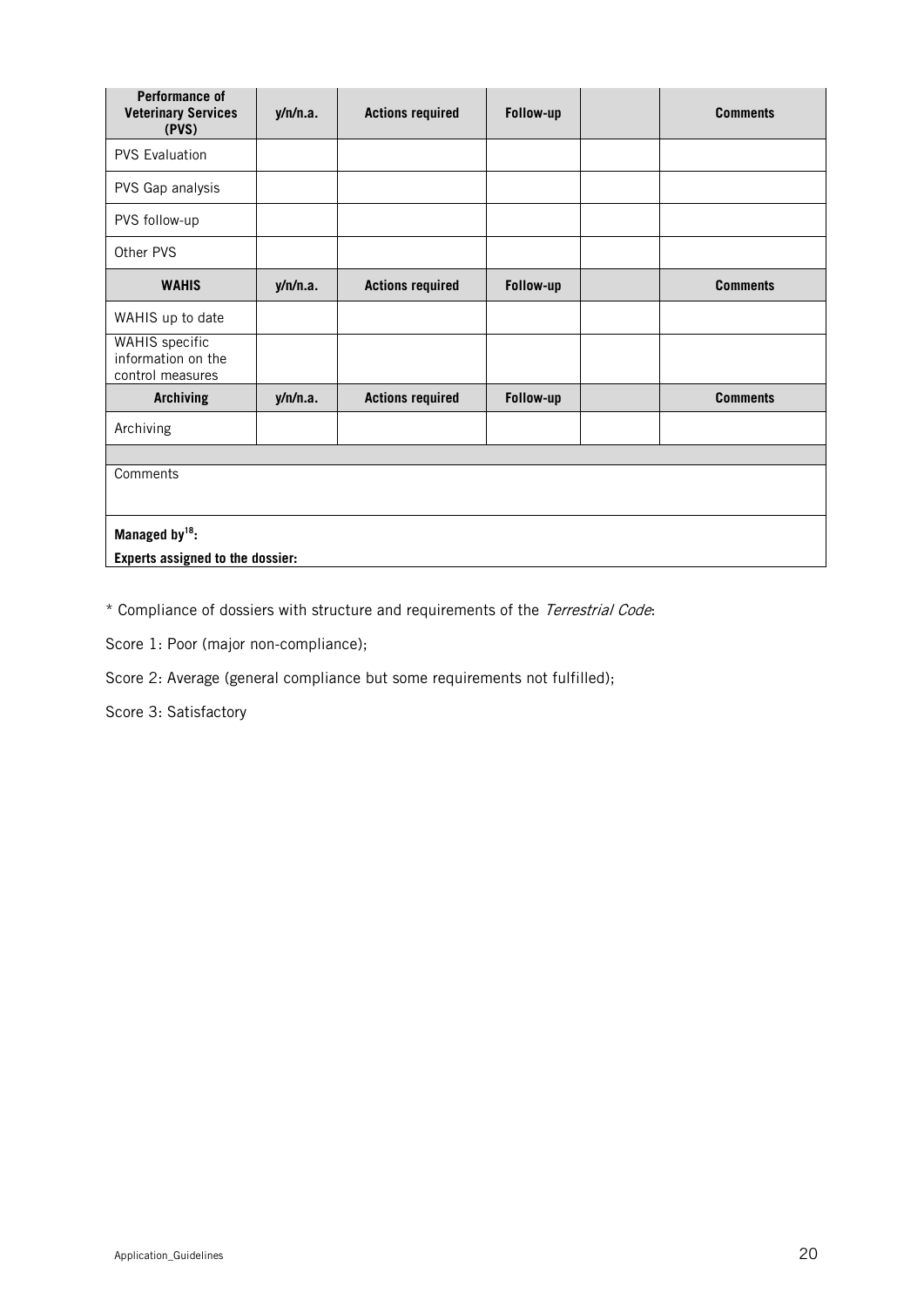| Performance of Veterinary Services (PVS) | y/n/n.a. | Actions required | Follow-up | | Comments |
|---|---|---|---|---|---|
| PVS Evaluation | | | | | |
| PVS Gap analysis | | | | | |
| PVS follow-up | | | | | |
| Other PVS | | | | | |
| **WAHIS** | **y/n/n.a.** | **Actions required** | **Follow-up** | | **Comments** |
| WAHIS up to date | | | | | |
| WAHIS specific information on the control measures | | | | | |
| **Archiving** | **y/n/n.a.** | **Actions required** | **Follow-up** | | **Comments** |
| Archiving | | | | | |
| | | | | | |
| Comments | | | | | |
| **Managed by[18]:** **Experts assigned to the dossier:** | | | | | |

* Compliance of dossiers with structure and requirements of the *Terrestrial Code*:

Score 1: Poor (major non-compliance);

Score 2: Average (general compliance but some requirements not fulfilled);

Score 3: Satisfactory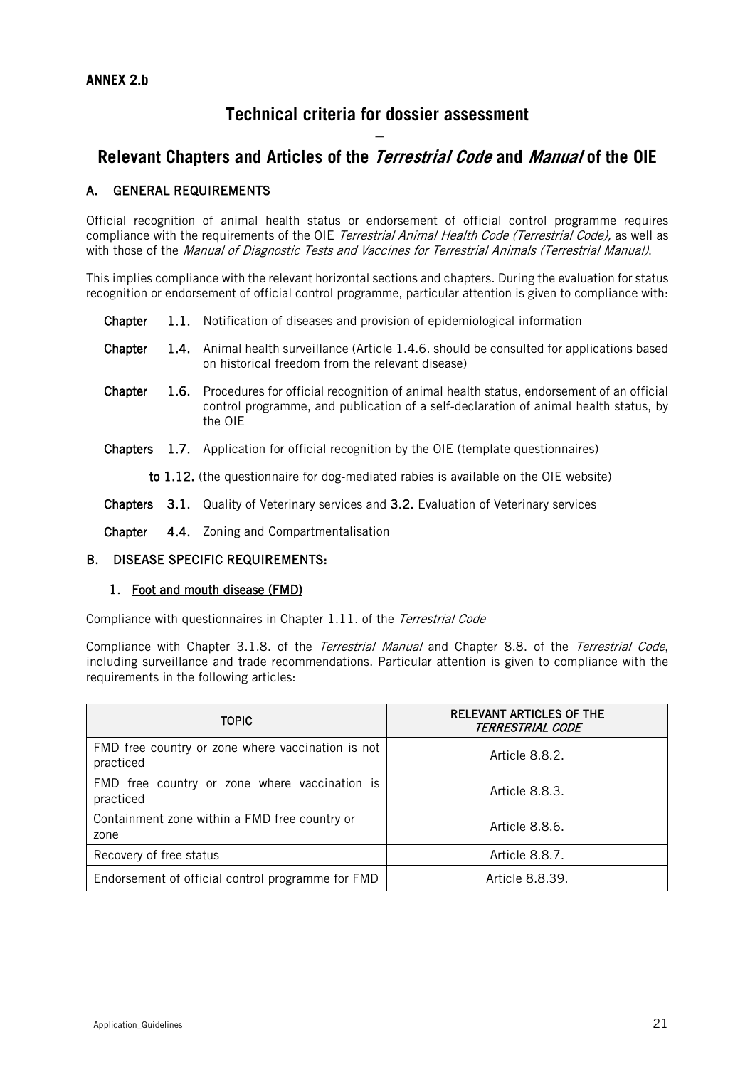**ANNEX 2.b**

# Technical criteria for dossier assessment

# –

# Relevant Chapters and Articles of the *Terrestrial Code* and *Manual* of the OIE

## A. GENERAL REQUIREMENTS

Official recognition of animal health status or endorsement of official control programme requires compliance with the requirements of the OIE *Terrestrial Animal Health Code (Terrestrial Code),* as well as with those of the *Manual of Diagnostic Tests and Vaccines for Terrestrial Animals (Terrestrial Manual)*.

This implies compliance with the relevant horizontal sections and chapters. During the evaluation for status recognition or endorsement of official control programme, particular attention is given to compliance with:

- **Chapter 1.1.** Notification of diseases and provision of epidemiological information
- **Chapter 1.4.** Animal health surveillance (Article 1.4.6. should be consulted for applications based on historical freedom from the relevant disease)
- **Chapter 1.6.** Procedures for official recognition of animal health status, endorsement of an official control programme, and publication of a self-declaration of animal health status, by the OIE
- **Chapters 1.7.** Application for official recognition by the OIE (template questionnaires) **to 1.12.** (the questionnaire for dog-mediated rabies is available on the OIE website)
- **Chapters 3.1.** Quality of Veterinary services and **3.2.** Evaluation of Veterinary services
- **Chapter 4.4.** Zoning and Compartmentalisation

## B. DISEASE SPECIFIC REQUIREMENTS:

### 1. Foot and mouth disease (FMD)

Compliance with questionnaires in Chapter 1.11. of the *Terrestrial Code*

Compliance with Chapter 3.1.8. of the *Terrestrial Manual* and Chapter 8.8. of the *Terrestrial Code*, including surveillance and trade recommendations. Particular attention is given to compliance with the requirements in the following articles:

| TOPIC | RELEVANT ARTICLES OF THE *TERRESTRIAL CODE* |
|---|---|
| FMD free country or zone where vaccination is not practiced | Article 8.8.2. |
| FMD free country or zone where vaccination is practiced | Article 8.8.3. |
| Containment zone within a FMD free country or zone | Article 8.8.6. |
| Recovery of free status | Article 8.8.7. |
| Endorsement of official control programme for FMD | Article 8.8.39. |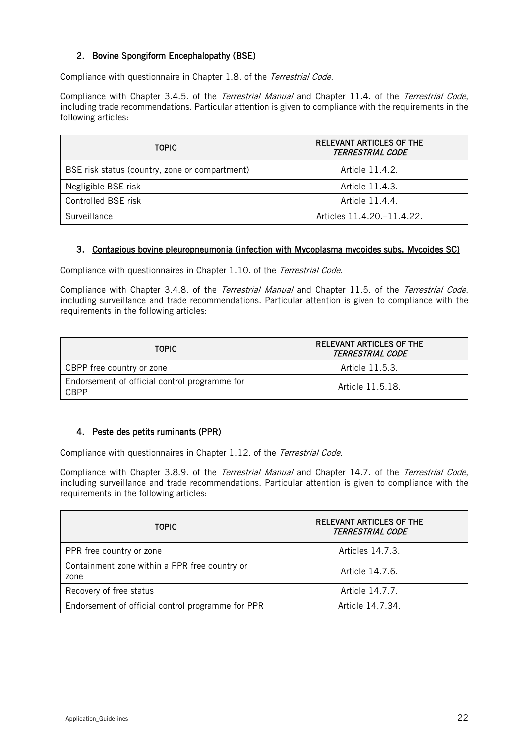## 2. Bovine Spongiform Encephalopathy (BSE)

Compliance with questionnaire in Chapter 1.8. of the *Terrestrial Code.*

Compliance with Chapter 3.4.5. of the *Terrestrial Manual* and Chapter 11.4. of the *Terrestrial Code*, including trade recommendations. Particular attention is given to compliance with the requirements in the following articles:

| TOPIC | RELEVANT ARTICLES OF THE *TERRESTRIAL CODE* |
|---|---|
| BSE risk status (country, zone or compartment) | Article 11.4.2. |
| Negligible BSE risk | Article 11.4.3. |
| Controlled BSE risk | Article 11.4.4. |
| Surveillance | Articles 11.4.20.–11.4.22. |

## 3. Contagious bovine pleuropneumonia (infection with Mycoplasma mycoides subs. Mycoides SC)

Compliance with questionnaires in Chapter 1.10. of the *Terrestrial Code.*

Compliance with Chapter 3.4.8. of the *Terrestrial Manual* and Chapter 11.5. of the *Terrestrial Code*, including surveillance and trade recommendations. Particular attention is given to compliance with the requirements in the following articles:

| TOPIC | RELEVANT ARTICLES OF THE *TERRESTRIAL CODE* |
|---|---|
| CBPP free country or zone | Article 11.5.3. |
| Endorsement of official control programme for CBPP | Article 11.5.18. |

## 4. Peste des petits ruminants (PPR)

Compliance with questionnaires in Chapter 1.12. of the *Terrestrial Code.*

Compliance with Chapter 3.8.9. of the *Terrestrial Manual* and Chapter 14.7. of the *Terrestrial Code*, including surveillance and trade recommendations. Particular attention is given to compliance with the requirements in the following articles:

| TOPIC | RELEVANT ARTICLES OF THE *TERRESTRIAL CODE* |
|---|---|
| PPR free country or zone | Articles 14.7.3. |
| Containment zone within a PPR free country or zone | Article 14.7.6. |
| Recovery of free status | Article 14.7.7. |
| Endorsement of official control programme for PPR | Article 14.7.34. |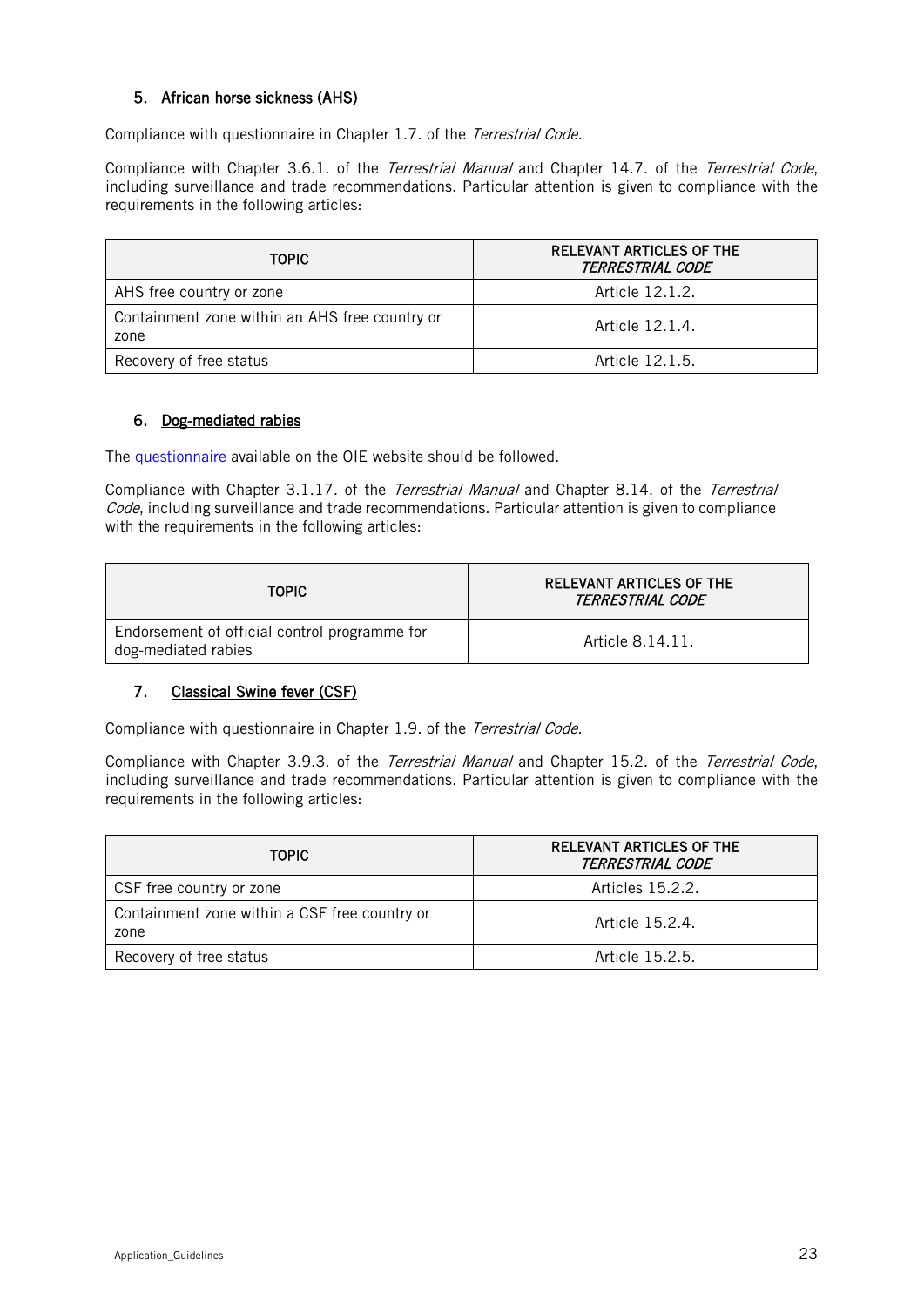### 5. African horse sickness (AHS)

Compliance with questionnaire in Chapter 1.7. of the *Terrestrial Code.*

Compliance with Chapter 3.6.1. of the *Terrestrial Manual* and Chapter 14.7. of the *Terrestrial Code*, including surveillance and trade recommendations. Particular attention is given to compliance with the requirements in the following articles:

| TOPIC | RELEVANT ARTICLES OF THE *TERRESTRIAL CODE* |
| --- | --- |
| AHS free country or zone | Article 12.1.2. |
| Containment zone within an AHS free country or zone | Article 12.1.4. |
| Recovery of free status | Article 12.1.5. |

### 6. Dog-mediated rabies

The [questionnaire](questionnaire) available on the OIE website should be followed.

Compliance with Chapter 3.1.17. of the *Terrestrial Manual* and Chapter 8.14. of the *Terrestrial Code*, including surveillance and trade recommendations. Particular attention is given to compliance with the requirements in the following articles:

| TOPIC | RELEVANT ARTICLES OF THE *TERRESTRIAL CODE* |
| --- | --- |
| Endorsement of official control programme for dog-mediated rabies | Article 8.14.11. |

### 7. Classical Swine fever (CSF)

Compliance with questionnaire in Chapter 1.9. of the *Terrestrial Code.*

Compliance with Chapter 3.9.3. of the *Terrestrial Manual* and Chapter 15.2. of the *Terrestrial Code*, including surveillance and trade recommendations. Particular attention is given to compliance with the requirements in the following articles:

| TOPIC | RELEVANT ARTICLES OF THE *TERRESTRIAL CODE* |
| --- | --- |
| CSF free country or zone | Articles 15.2.2. |
| Containment zone within a CSF free country or zone | Article 15.2.4. |
| Recovery of free status | Article 15.2.5. |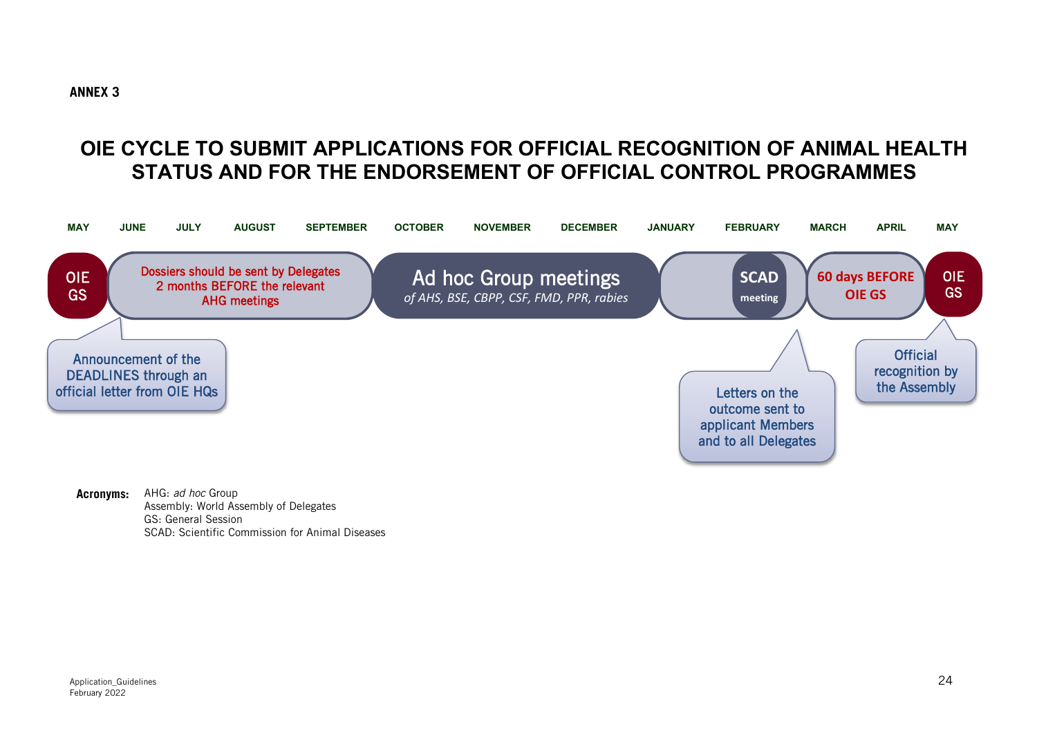ANNEX 3

# OIE CYCLE TO SUBMIT APPLICATIONS FOR OFFICIAL RECOGNITION OF ANIMAL HEALTH STATUS AND FOR THE ENDORSEMENT OF OFFICIAL CONTROL PROGRAMMES

MAY JUNE JULY AUGUST SEPTEMBER OCTOBER NOVEMBER DECEMBER JANUARY FEBRUARY MARCH APRIL MAY

OIE GS

Dossiers should be sent by Delegates 2 months BEFORE the relevant AHG meetings

Ad hoc Group meetings
*of AHS, BSE, CBPP, CSF, FMD, PPR, rabies*

SCAD meeting

60 days BEFORE OIE GS

OIE GS

Announcement of the DEADLINES through an official letter from OIE HQs

Letters on the outcome sent to applicant Members and to all Delegates

Official recognition by the Assembly

**Acronyms:**
AHG: *ad hoc* Group
Assembly: World Assembly of Delegates
GS: General Session
SCAD: Scientific Commission for Animal Diseases